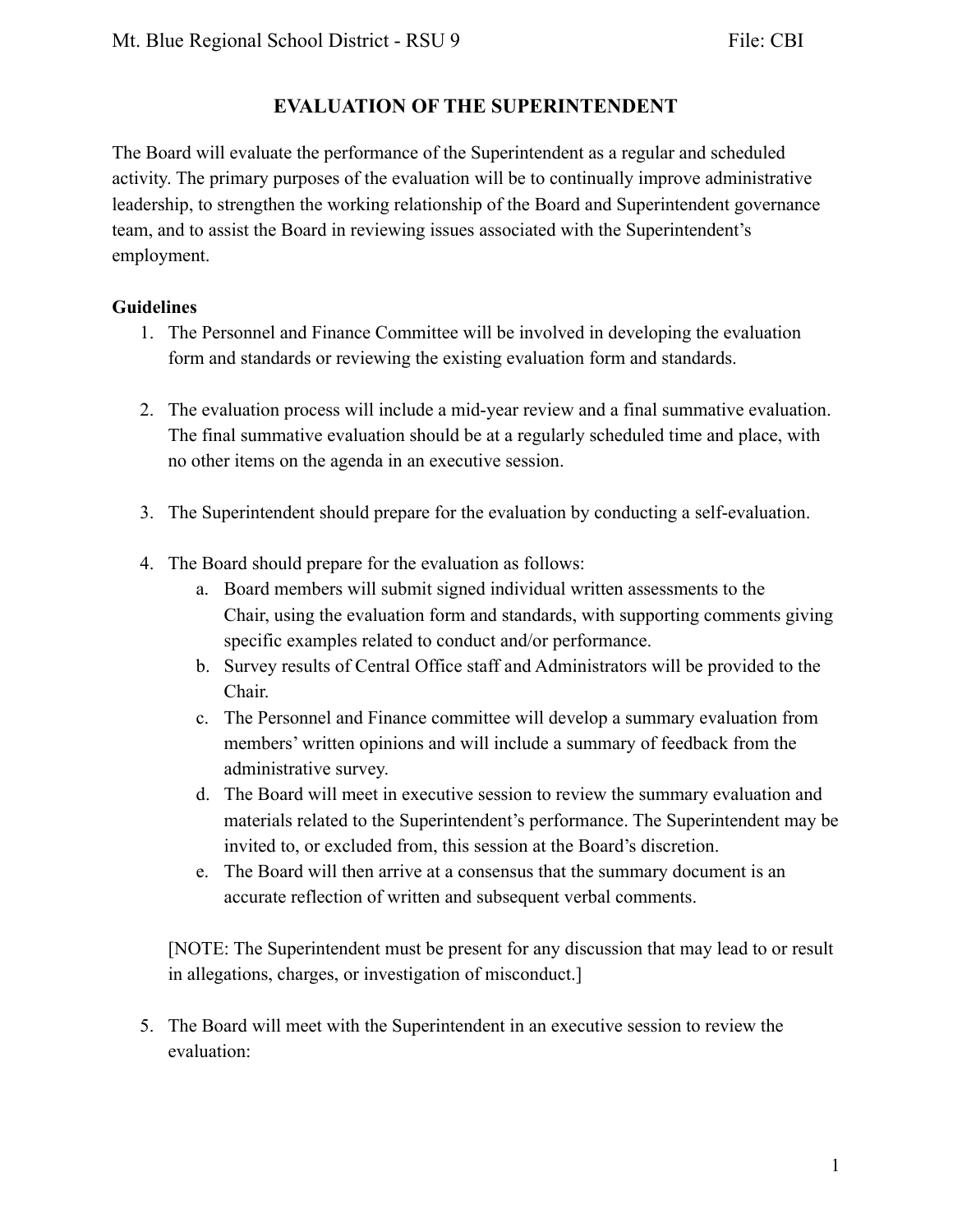# EVALUATION OF THE SUPERINTENDENT

The Board will evaluate the performance of the Superintendent as a regular and scheduled activity. The primary purposes of the evaluation will be to continually improve administrative leadership, to strengthen the working relationship of the Board and Superintendent governance team, and to assist the Board in reviewing issues associated with the Superintendent's employment.

**Guidelines**

1. The Personnel and Finance Committee will be involved in developing the evaluation form and standards or reviewing the existing evaluation form and standards.

2. The evaluation process will include a mid-year review and a final summative evaluation. The final summative evaluation should be at a regularly scheduled time and place, with no other items on the agenda in an executive session.

3. The Superintendent should prepare for the evaluation by conducting a self-evaluation.

4. The Board should prepare for the evaluation as follows:
   a. Board members will submit signed individual written assessments to the Chair, using the evaluation form and standards, with supporting comments giving specific examples related to conduct and/or performance.
   b. Survey results of Central Office staff and Administrators will be provided to the Chair.
   c. The Personnel and Finance committee will develop a summary evaluation from members' written opinions and will include a summary of feedback from the administrative survey.
   d. The Board will meet in executive session to review the summary evaluation and materials related to the Superintendent's performance. The Superintendent may be invited to, or excluded from, this session at the Board's discretion.
   e. The Board will then arrive at a consensus that the summary document is an accurate reflection of written and subsequent verbal comments.

   [NOTE: The Superintendent must be present for any discussion that may lead to or result in allegations, charges, or investigation of misconduct.]

5. The Board will meet with the Superintendent in an executive session to review the evaluation: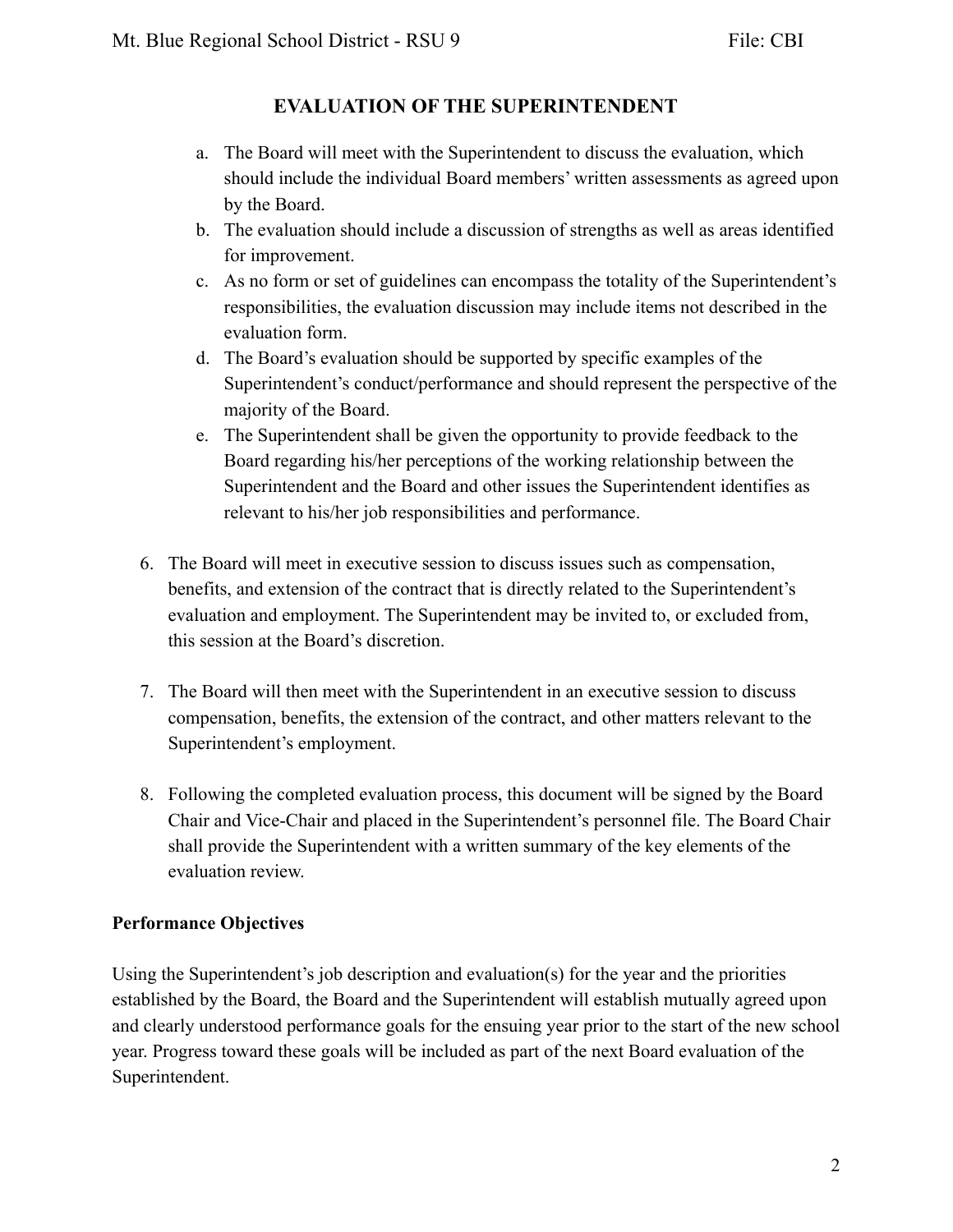# EVALUATION OF THE SUPERINTENDENT

   a. The Board will meet with the Superintendent to discuss the evaluation, which should include the individual Board members' written assessments as agreed upon by the Board.
   b. The evaluation should include a discussion of strengths as well as areas identified for improvement.
   c. As no form or set of guidelines can encompass the totality of the Superintendent's responsibilities, the evaluation discussion may include items not described in the evaluation form.
   d. The Board's evaluation should be supported by specific examples of the Superintendent's conduct/performance and should represent the perspective of the majority of the Board.
   e. The Superintendent shall be given the opportunity to provide feedback to the Board regarding his/her perceptions of the working relationship between the Superintendent and the Board and other issues the Superintendent identifies as relevant to his/her job responsibilities and performance.

6. The Board will meet in executive session to discuss issues such as compensation, benefits, and extension of the contract that is directly related to the Superintendent's evaluation and employment. The Superintendent may be invited to, or excluded from, this session at the Board's discretion.

7. The Board will then meet with the Superintendent in an executive session to discuss compensation, benefits, the extension of the contract, and other matters relevant to the Superintendent's employment.

8. Following the completed evaluation process, this document will be signed by the Board Chair and Vice-Chair and placed in the Superintendent's personnel file. The Board Chair shall provide the Superintendent with a written summary of the key elements of the evaluation review.

**Performance Objectives**

Using the Superintendent's job description and evaluation(s) for the year and the priorities established by the Board, the Board and the Superintendent will establish mutually agreed upon and clearly understood performance goals for the ensuing year prior to the start of the new school year. Progress toward these goals will be included as part of the next Board evaluation of the Superintendent.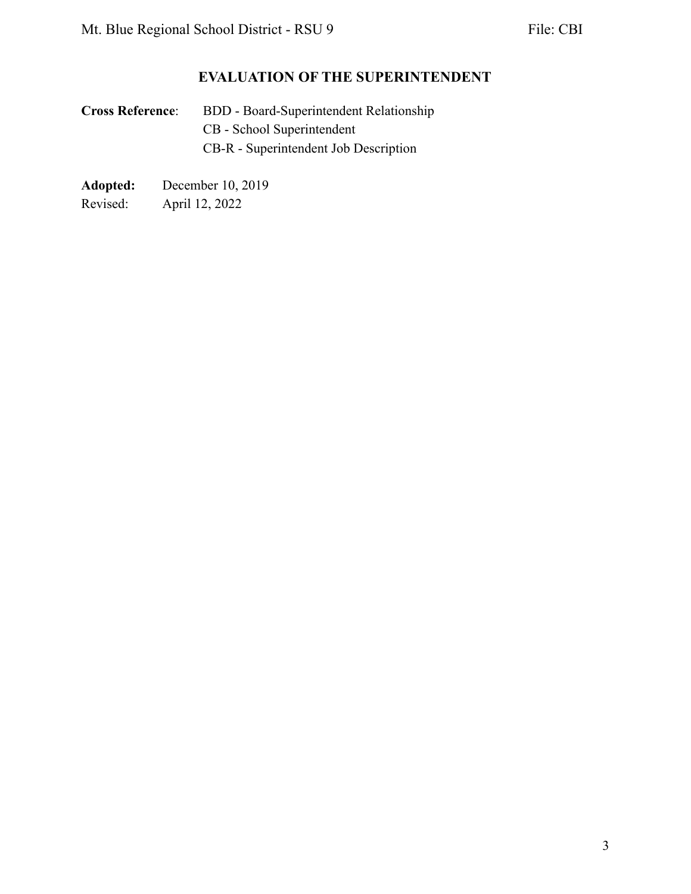## EVALUATION OF THE SUPERINTENDENT

**Cross Reference**: BDD - Board-Superintendent Relationship
CB - School Superintendent
CB-R - Superintendent Job Description

**Adopted:** December 10, 2019
Revised: April 12, 2022